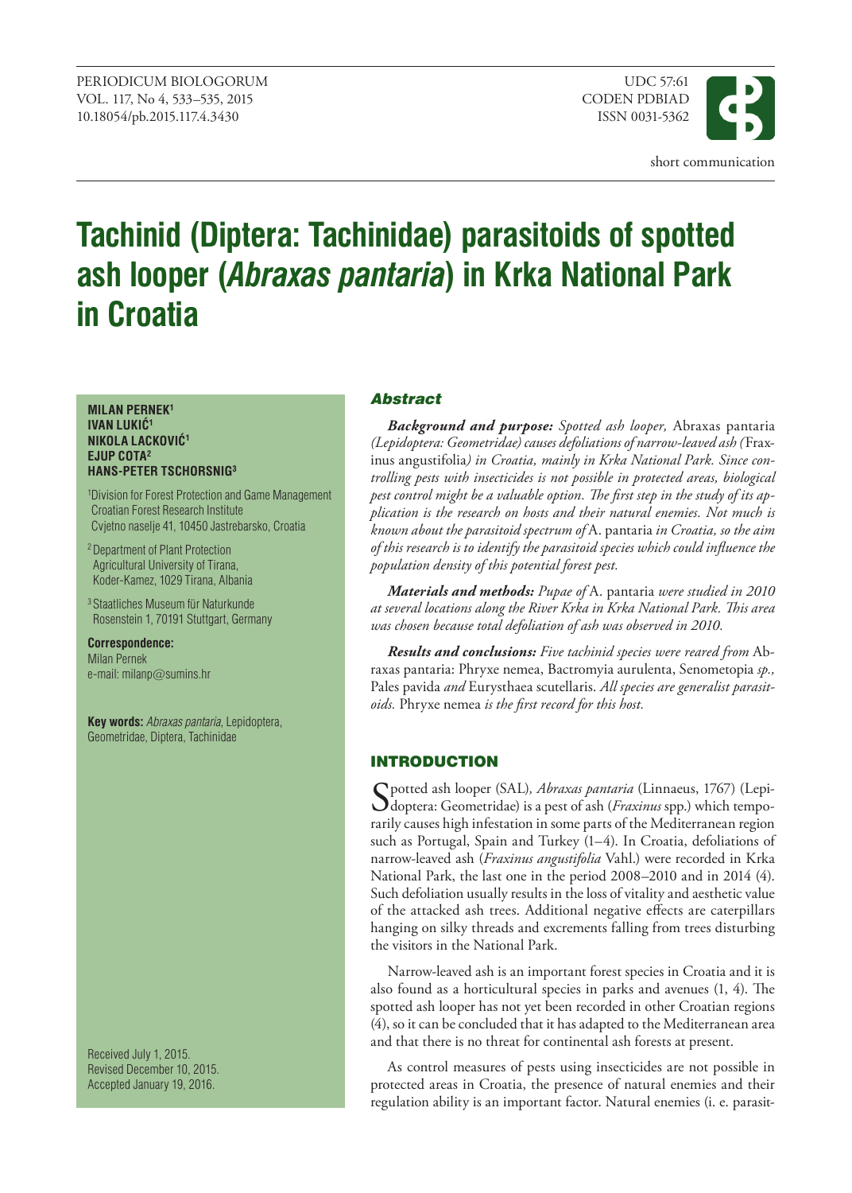short communication

# Tachinid (Diptera: Tachinidae) parasitoids of spotted ash looper (*Abraxas pantaria*) in Krka National Park in Croatia

**MILAN PERNEK[1]**
**IVAN LUKIĆ[1]**
**NIKOLA LACKOVIĆ[1]**
**EJUP COTA[2]**
**HANS-PETER TSCHORSNIG[3]**

[1]Division for Forest Protection and Game Management
Croatian Forest Research Institute
Cvjetno naselje 41, 10450 Jastrebarsko, Croatia

[2]Department of Plant Protection
Agricultural University of Tirana,
Koder-Kamez, 1029 Tirana, Albania

[3]Staatliches Museum für Naturkunde
Rosenstein 1, 70191 Stuttgart, Germany

**Correspondence:**
Milan Pernek
e-mail: milanp@sumins.hr

**Key words:** *Abraxas pantaria*, Lepidoptera, Geometridae, Diptera, Tachinidae

Received July 1, 2015.
Revised December 10, 2015.
Accepted January 19, 2016.

## Abstract

***Background and purpose:*** *Spotted ash looper,* Abraxas pantaria *(Lepidoptera: Geometridae) causes defoliations of narrow-leaved ash (*Fraxinus angustifolia*) in Croatia, mainly in Krka National Park. Since controlling pests with insecticides is not possible in protected areas, biological pest control might be a valuable option. The first step in the study of its application is the research on hosts and their natural enemies. Not much is known about the parasitoid spectrum of* A. pantaria *in Croatia, so the aim of this research is to identify the parasitoid species which could influence the population density of this potential forest pest.*

***Materials and methods:*** *Pupae of* A. pantaria *were studied in 2010 at several locations along the River Krka in Krka National Park. This area was chosen because total defoliation of ash was observed in 2010.*

***Results and conclusions:*** *Five tachinid species were reared from* Abraxas pantaria: Phryxe nemea, Bactromyia aurulenta, Senometopia *sp.,* Pales pavida *and* Eurysthaea scutellaris. *All species are generalist parasitoids.* Phryxe nemea *is the first record for this host.*

## INTRODUCTION

Spotted ash looper (SAL), *Abraxas pantaria* (Linnaeus, 1767) (Lepidoptera: Geometridae) is a pest of ash (*Fraxinus* spp.) which temporarily causes high infestation in some parts of the Mediterranean region such as Portugal, Spain and Turkey (1–4). In Croatia, defoliations of narrow-leaved ash (*Fraxinus angustifolia* Vahl.) were recorded in Krka National Park, the last one in the period 2008–2010 and in 2014 (4). Such defoliation usually results in the loss of vitality and aesthetic value of the attacked ash trees. Additional negative effects are caterpillars hanging on silky threads and excrements falling from trees disturbing the visitors in the National Park.

Narrow-leaved ash is an important forest species in Croatia and it is also found as a horticultural species in parks and avenues (1, 4). The spotted ash looper has not yet been recorded in other Croatian regions (4), so it can be concluded that it has adapted to the Mediterranean area and that there is no threat for continental ash forests at present.

As control measures of pests using insecticides are not possible in protected areas in Croatia, the presence of natural enemies and their regulation ability is an important factor. Natural enemies (i. e. parasit-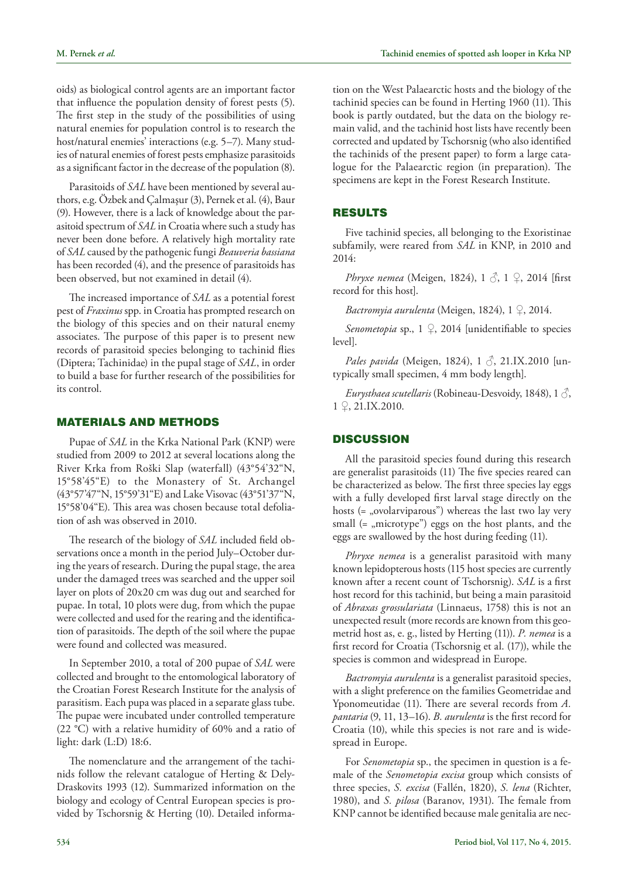oids) as biological control agents are an important factor that influence the population density of forest pests (5). The first step in the study of the possibilities of using natural enemies for population control is to research the host/natural enemies' interactions (e.g. 5–7). Many studies of natural enemies of forest pests emphasize parasitoids as a significant factor in the decrease of the population (8).

Parasitoids of *SAL* have been mentioned by several authors, e.g. Özbek and Çalmaşur (3), Pernek et al. (4), Baur (9). However, there is a lack of knowledge about the parasitoid spectrum of *SAL* in Croatia where such a study has never been done before. A relatively high mortality rate of *SAL* caused by the pathogenic fungi *Beauveria bassiana* has been recorded (4), and the presence of parasitoids has been observed, but not examined in detail (4).

The increased importance of *SAL* as a potential forest pest of *Fraxinus* spp. in Croatia has prompted research on the biology of this species and on their natural enemy associates. The purpose of this paper is to present new records of parasitoid species belonging to tachinid flies (Diptera; Tachinidae) in the pupal stage of *SAL*, in order to build a base for further research of the possibilities for its control.

## MATERIALS AND METHODS

Pupae of *SAL* in the Krka National Park (KNP) were studied from 2009 to 2012 at several locations along the River Krka from Roški Slap (waterfall) (43°54'32"N, 15°58'45"E) to the Monastery of St. Archangel (43°57'47"N, 15°59'31"E) and Lake Visovac (43°51'37"N, 15°58'04"E). This area was chosen because total defoliation of ash was observed in 2010.

The research of the biology of *SAL* included field observations once a month in the period July–October during the years of research. During the pupal stage, the area under the damaged trees was searched and the upper soil layer on plots of 20x20 cm was dug out and searched for pupae. In total, 10 plots were dug, from which the pupae were collected and used for the rearing and the identification of parasitoids. The depth of the soil where the pupae were found and collected was measured.

In September 2010, a total of 200 pupae of *SAL* were collected and brought to the entomological laboratory of the Croatian Forest Research Institute for the analysis of parasitism. Each pupa was placed in a separate glass tube. The pupae were incubated under controlled temperature (22 °C) with a relative humidity of 60% and a ratio of light: dark (L:D) 18:6.

The nomenclature and the arrangement of the tachinids follow the relevant catalogue of Herting & Dely-Draskovits 1993 (12). Summarized information on the biology and ecology of Central European species is provided by Tschorsnig & Herting (10). Detailed information on the West Palaearctic hosts and the biology of the tachinid species can be found in Herting 1960 (11). This book is partly outdated, but the data on the biology remain valid, and the tachinid host lists have recently been corrected and updated by Tschorsnig (who also identified the tachinids of the present paper) to form a large catalogue for the Palaearctic region (in preparation). The specimens are kept in the Forest Research Institute.

## RESULTS

Five tachinid species, all belonging to the Exoristinae subfamily, were reared from *SAL* in KNP, in 2010 and 2014:

*Phryxe nemea* (Meigen, 1824), 1 ♂, 1 ♀, 2014 [first record for this host].

*Bactromyia aurulenta* (Meigen, 1824), 1 ♀, 2014.

*Senometopia* sp., 1 ♀, 2014 [unidentifiable to species level].

*Pales pavida* (Meigen, 1824), 1 ♂, 21.IX.2010 [untypically small specimen, 4 mm body length].

*Eurysthaea scutellaris* (Robineau-Desvoidy, 1848), 1 ♂, 1 ♀, 21.IX.2010.

## DISCUSSION

All the parasitoid species found during this research are generalist parasitoids (11) The five species reared can be characterized as below. The first three species lay eggs with a fully developed first larval stage directly on the hosts (= „ovolarviparous") whereas the last two lay very small (= „microtype") eggs on the host plants, and the eggs are swallowed by the host during feeding (11).

*Phryxe nemea* is a generalist parasitoid with many known lepidopterous hosts (115 host species are currently known after a recent count of Tschorsnig). *SAL* is a first host record for this tachinid, but being a main parasitoid of *Abraxas grossulariata* (Linnaeus, 1758) this is not an unexpected result (more records are known from this geometrid host as, e. g., listed by Herting (11)). *P. nemea* is a first record for Croatia (Tschorsnig et al. (17)), while the species is common and widespread in Europe.

*Bactromyia aurulenta* is a generalist parasitoid species, with a slight preference on the families Geometridae and Yponomeutidae (11). There are several records from *A. pantaria* (9, 11, 13–16). *B. aurulenta* is the first record for Croatia (10), while this species is not rare and is widespread in Europe.

For *Senometopia* sp., the specimen in question is a female of the *Senometopia excisa* group which consists of three species, *S. excisa* (Fallén, 1820), *S. lena* (Richter, 1980), and *S. pilosa* (Baranov, 1931). The female from KNP cannot be identified because male genitalia are nec-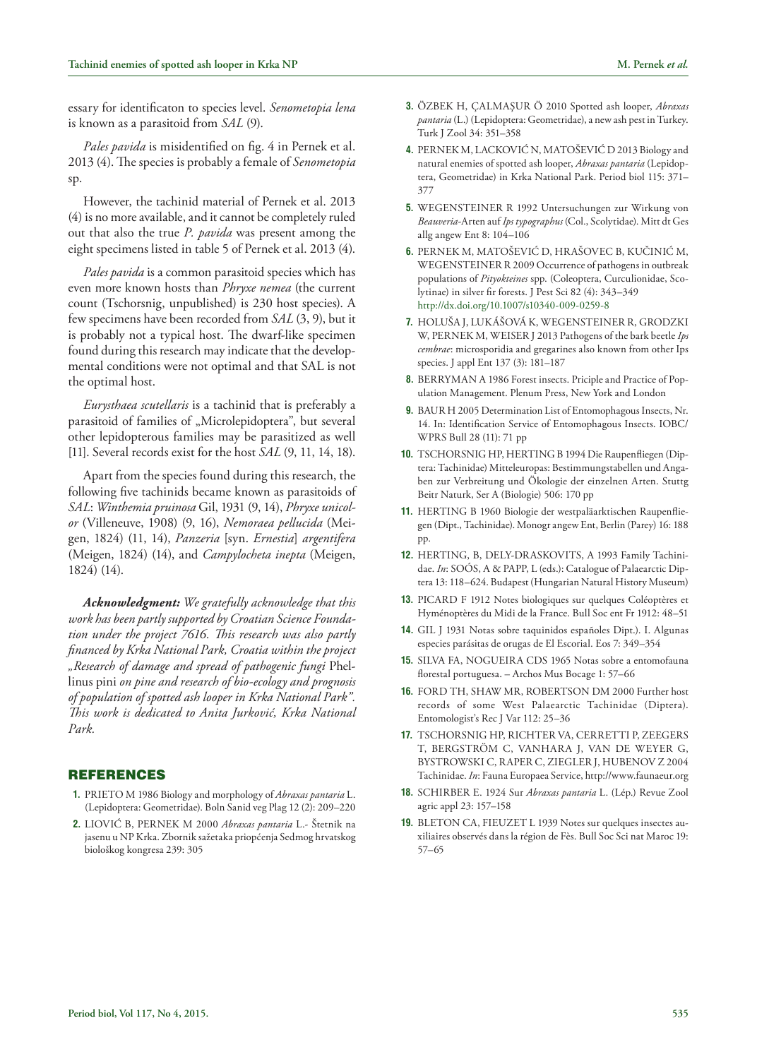essary for identificaton to species level. *Senometopia lena* is known as a parasitoid from *SAL* (9).

*Pales pavida* is misidentified on fig. 4 in Pernek et al. 2013 (4). The species is probably a female of *Senometopia* sp.

However, the tachinid material of Pernek et al. 2013 (4) is no more available, and it cannot be completely ruled out that also the true *P. pavida* was present among the eight specimens listed in table 5 of Pernek et al. 2013 (4).

*Pales pavida* is a common parasitoid species which has even more known hosts than *Phryxe nemea* (the current count (Tschorsnig, unpublished) is 230 host species). A few specimens have been recorded from *SAL* (3, 9), but it is probably not a typical host. The dwarf-like specimen found during this research may indicate that the developmental conditions were not optimal and that SAL is not the optimal host.

*Eurysthaea scutellaris* is a tachinid that is preferably a parasitoid of families of „Microlepidoptera", but several other lepidopterous families may be parasitized as well [11]. Several records exist for the host *SAL* (9, 11, 14, 18).

Apart from the species found during this research, the following five tachinids became known as parasitoids of *SAL*: *Winthemia pruinosa* Gil, 1931 (9, 14), *Phryxe unicolor* (Villeneuve, 1908) (9, 16), *Nemoraea pellucida* (Meigen, 1824) (11, 14), *Panzeria* [syn. *Ernestia*] *argentifera* (Meigen, 1824) (14), and *Campylocheta inepta* (Meigen, 1824) (14).

***Acknowledgment:*** *We gratefully acknowledge that this work has been partly supported by Croatian Science Foundation under the project 7616. This research was also partly financed by Krka National Park, Croatia within the project „Research of damage and spread of pathogenic fungi* Phellinus pini *on pine and research of bio-ecology and prognosis of population of spotted ash looper in Krka National Park". This work is dedicated to Anita Jurković, Krka National Park.*

## REFERENCES

1. PRIETO M 1986 Biology and morphology of *Abraxas pantaria* L. (Lepidoptera: Geometridae). Boln Sanid veg Plag 12 (2): 209–220
2. LIOVIĆ B, PERNEK M 2000 *Abraxas pantaria* L.- Štetnik na jasenu u NP Krka. Zbornik sažetaka priopćenja Sedmog hrvatskog biološkog kongresa 239: 305
3. ÖZBEK H, ÇALMAŞUR Ö 2010 Spotted ash looper, *Abraxas pantaria* (L.) (Lepidoptera: Geometridae), a new ash pest in Turkey. Turk J Zool 34: 351–358
4. PERNEK M, LACKOVIĆ N, MATOŠEVIĆ D 2013 Biology and natural enemies of spotted ash looper, *Abraxas pantaria* (Lepidoptera, Geometridae) in Krka National Park. Period biol 115: 371–377
5. WEGENSTEINER R 1992 Untersuchungen zur Wirkung von *Beauveria*-Arten auf *Ips typographus* (Col., Scolytidae). Mitt dt Ges allg angew Ent 8: 104–106
6. PERNEK M, MATOŠEVIĆ D, HRAŠOVEC B, KUČINIĆ M, WEGENSTEINER R 2009 Occurrence of pathogens in outbreak populations of *Pityokteines* spp. (Coleoptera, Curculionidae, Scolytinae) in silver fir forests. J Pest Sci 82 (4): 343–349 http://dx.doi.org/10.1007/s10340-009-0259-8
7. HOLUŠA J, LUKÁŠOVÁ K, WEGENSTEINER R, GRODZKI W, PERNEK M, WEISER J 2013 Pathogens of the bark beetle *Ips cembrae*: microsporidia and gregarines also known from other Ips species. J appl Ent 137 (3): 181–187
8. BERRYMAN A 1986 Forest insects. Priciple and Practice of Population Management. Plenum Press, New York and London
9. BAUR H 2005 Determination List of Entomophagous Insects, Nr. 14. In: Identification Service of Entomophagous Insects. IOBC/WPRS Bull 28 (11): 71 pp
10. TSCHORSNIG HP, HERTING B 1994 Die Raupenfliegen (Diptera: Tachinidae) Mitteleuropas: Bestimmungstabellen und Angaben zur Verbreitung und Ökologie der einzelnen Arten. Stuttg Beitr Naturk, Ser A (Biologie) 506: 170 pp
11. HERTING B 1960 Biologie der westpaläarktischen Raupenfliegen (Dipt., Tachinidae). Monogr angew Ent, Berlin (Parey) 16: 188 pp.
12. HERTING, B, DELY-DRASKOVITS, A 1993 Family Tachinidae. *In*: SOÓS, A & PAPP, L (eds.): Catalogue of Palaearctic Diptera 13: 118–624. Budapest (Hungarian Natural History Museum)
13. PICARD F 1912 Notes biologiques sur quelques Coléoptères et Hyménoptères du Midi de la France. Bull Soc ent Fr 1912: 48–51
14. GIL J 1931 Notas sobre taquinidos españoles Dipt.). I. Algunas especies parásitas de orugas de El Escorial. Eos 7: 349–354
15. SILVA FA, NOGUEIRA CDS 1965 Notas sobre a entomofauna florestal portuguesa. – Archos Mus Bocage 1: 57–66
16. FORD TH, SHAW MR, ROBERTSON DM 2000 Further host records of some West Palaearctic Tachinidae (Diptera). Entomologist's Rec J Var 112: 25–36
17. TSCHORSNIG HP, RICHTER VA, CERRETTI P, ZEEGERS T, BERGSTRÖM C, VANHARA J, VAN DE WEYER G, BYSTROWSKI C, RAPER C, ZIEGLER J, HUBENOV Z 2004 Tachinidae. *In*: Fauna Europaea Service, http://www.faunaeur.org
18. SCHIRBER E. 1924 Sur *Abraxas pantaria* L. (Lép.) Revue Zool agric appl 23: 157–158
19. BLETON CA, FIEUZET L 1939 Notes sur quelques insectes auxiliaires observés dans la région de Fès. Bull Soc Sci nat Maroc 19: 57–65